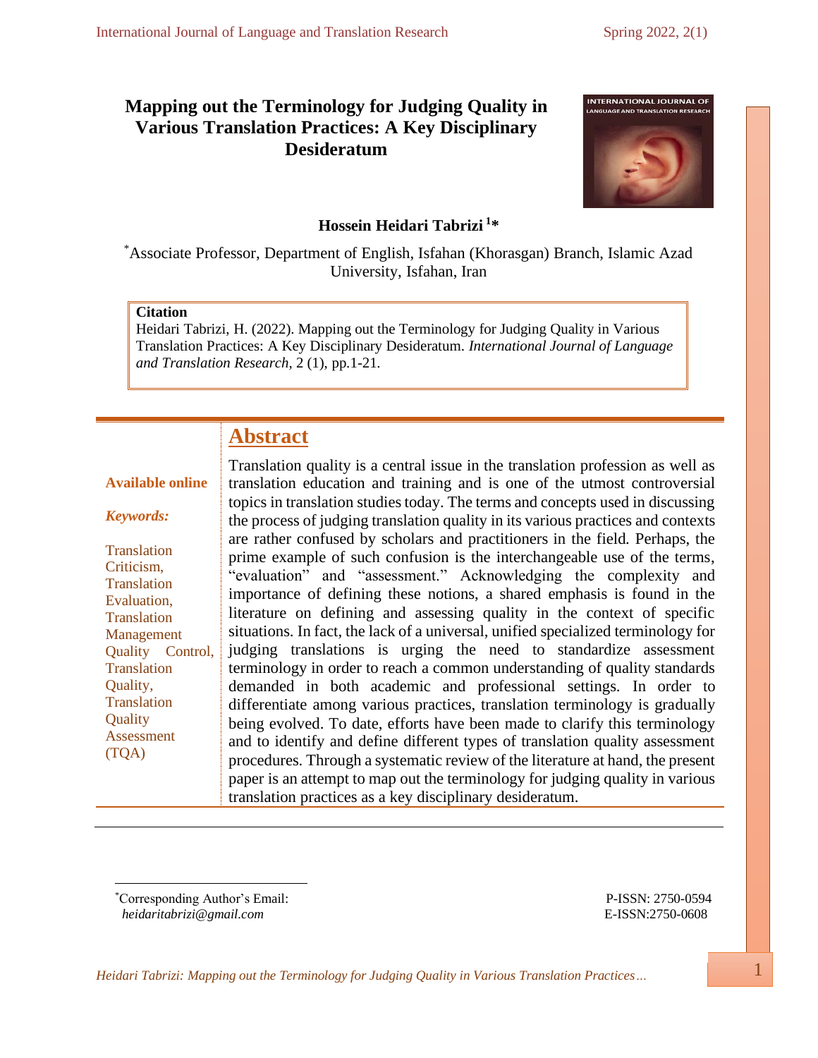# Mapping out the Terminology for Judging Quality in Various Translation Practices: A Key Disciplinary Desideratum

**Hossein Heidari Tabrizi [1]***

*Associate Professor, Department of English, Isfahan (Khorasgan) Branch, Islamic Azad University, Isfahan, Iran

**Citation**

Heidari Tabrizi, H. (2022). Mapping out the Terminology for Judging Quality in Various Translation Practices: A Key Disciplinary Desideratum. *International Journal of Language and Translation Research*, 2 (1), pp.1-21.

**Available online**

***Keywords:***

Translation Criticism, Translation Evaluation, Translation Management Quality Control, Translation Quality, Translation Quality Assessment (TQA)

## Abstract

Translation quality is a central issue in the translation profession as well as translation education and training and is one of the utmost controversial topics in translation studies today. The terms and concepts used in discussing the process of judging translation quality in its various practices and contexts are rather confused by scholars and practitioners in the field. Perhaps, the prime example of such confusion is the interchangeable use of the terms, "evaluation" and "assessment." Acknowledging the complexity and importance of defining these notions, a shared emphasis is found in the literature on defining and assessing quality in the context of specific situations. In fact, the lack of a universal, unified specialized terminology for judging translations is urging the need to standardize assessment terminology in order to reach a common understanding of quality standards demanded in both academic and professional settings. In order to differentiate among various practices, translation terminology is gradually being evolved. To date, efforts have been made to clarify this terminology and to identify and define different types of translation quality assessment procedures. Through a systematic review of the literature at hand, the present paper is an attempt to map out the terminology for judging quality in various translation practices as a key disciplinary desideratum.

*Corresponding Author's Email: *heidaritabrizi@gmail.com*

P-ISSN: 2750-0594
E-ISSN:2750-0608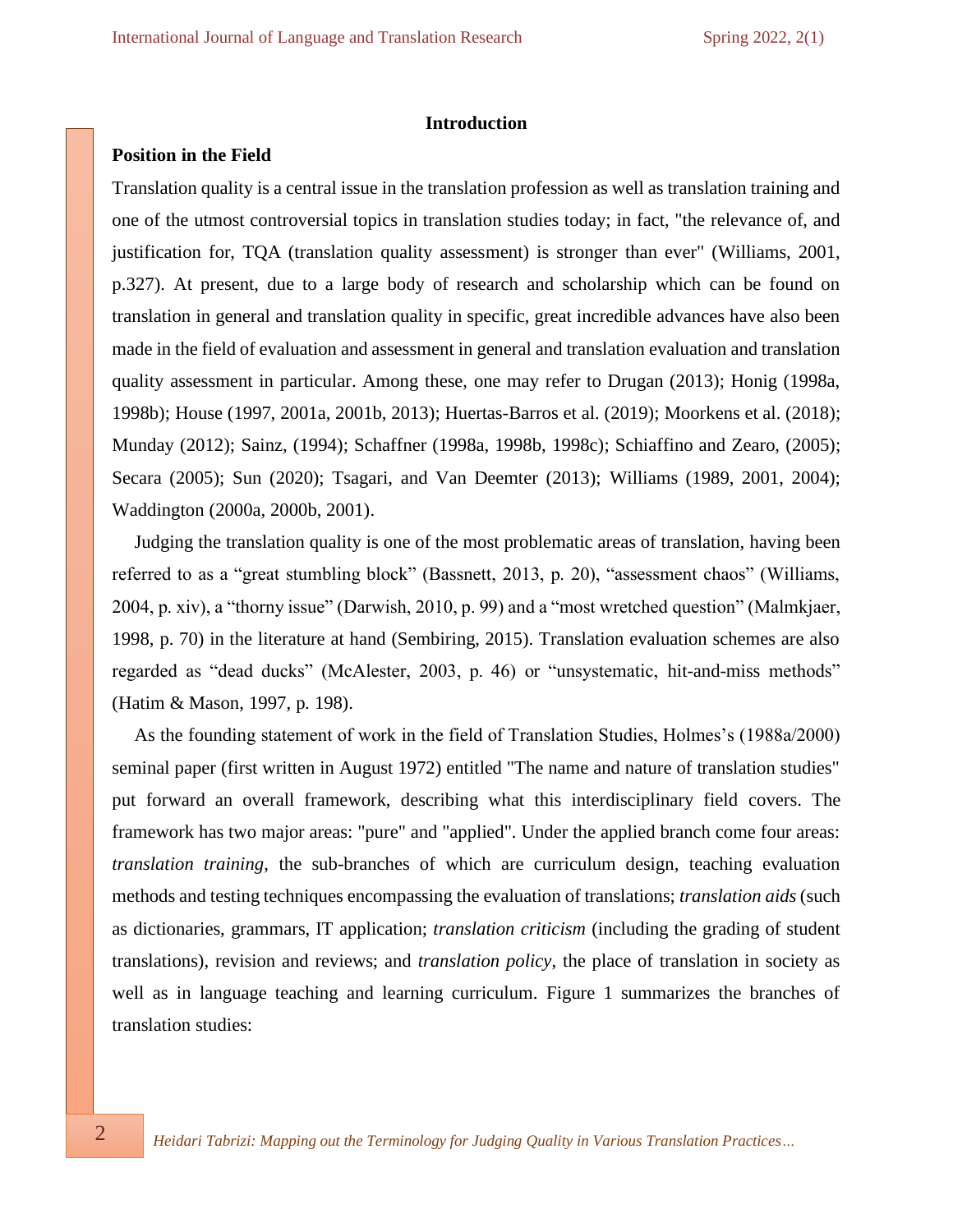## Introduction

### Position in the Field

Translation quality is a central issue in the translation profession as well as translation training and one of the utmost controversial topics in translation studies today; in fact, "the relevance of, and justification for, TQA (translation quality assessment) is stronger than ever" (Williams, 2001, p.327). At present, due to a large body of research and scholarship which can be found on translation in general and translation quality in specific, great incredible advances have also been made in the field of evaluation and assessment in general and translation evaluation and translation quality assessment in particular. Among these, one may refer to Drugan (2013); Honig (1998a, 1998b); House (1997, 2001a, 2001b, 2013); Huertas-Barros et al. (2019); Moorkens et al. (2018); Munday (2012); Sainz, (1994); Schaffner (1998a, 1998b, 1998c); Schiaffino and Zearo, (2005); Secara (2005); Sun (2020); Tsagari, and Van Deemter (2013); Williams (1989, 2001, 2004); Waddington (2000a, 2000b, 2001).

Judging the translation quality is one of the most problematic areas of translation, having been referred to as a “great stumbling block” (Bassnett, 2013, p. 20), “assessment chaos” (Williams, 2004, p. xiv), a “thorny issue” (Darwish, 2010, p. 99) and a “most wretched question” (Malmkjaer, 1998, p. 70) in the literature at hand (Sembiring, 2015). Translation evaluation schemes are also regarded as “dead ducks” (McAlester, 2003, p. 46) or “unsystematic, hit-and-miss methods” (Hatim & Mason, 1997, p. 198).

As the founding statement of work in the field of Translation Studies, Holmes’s (1988a/2000) seminal paper (first written in August 1972) entitled "The name and nature of translation studies" put forward an overall framework, describing what this interdisciplinary field covers. The framework has two major areas: "pure" and "applied". Under the applied branch come four areas: *translation training*, the sub-branches of which are curriculum design, teaching evaluation methods and testing techniques encompassing the evaluation of translations; *translation aids* (such as dictionaries, grammars, IT application; *translation criticism* (including the grading of student translations), revision and reviews; and *translation policy*, the place of translation in society as well as in language teaching and learning curriculum. Figure 1 summarizes the branches of translation studies: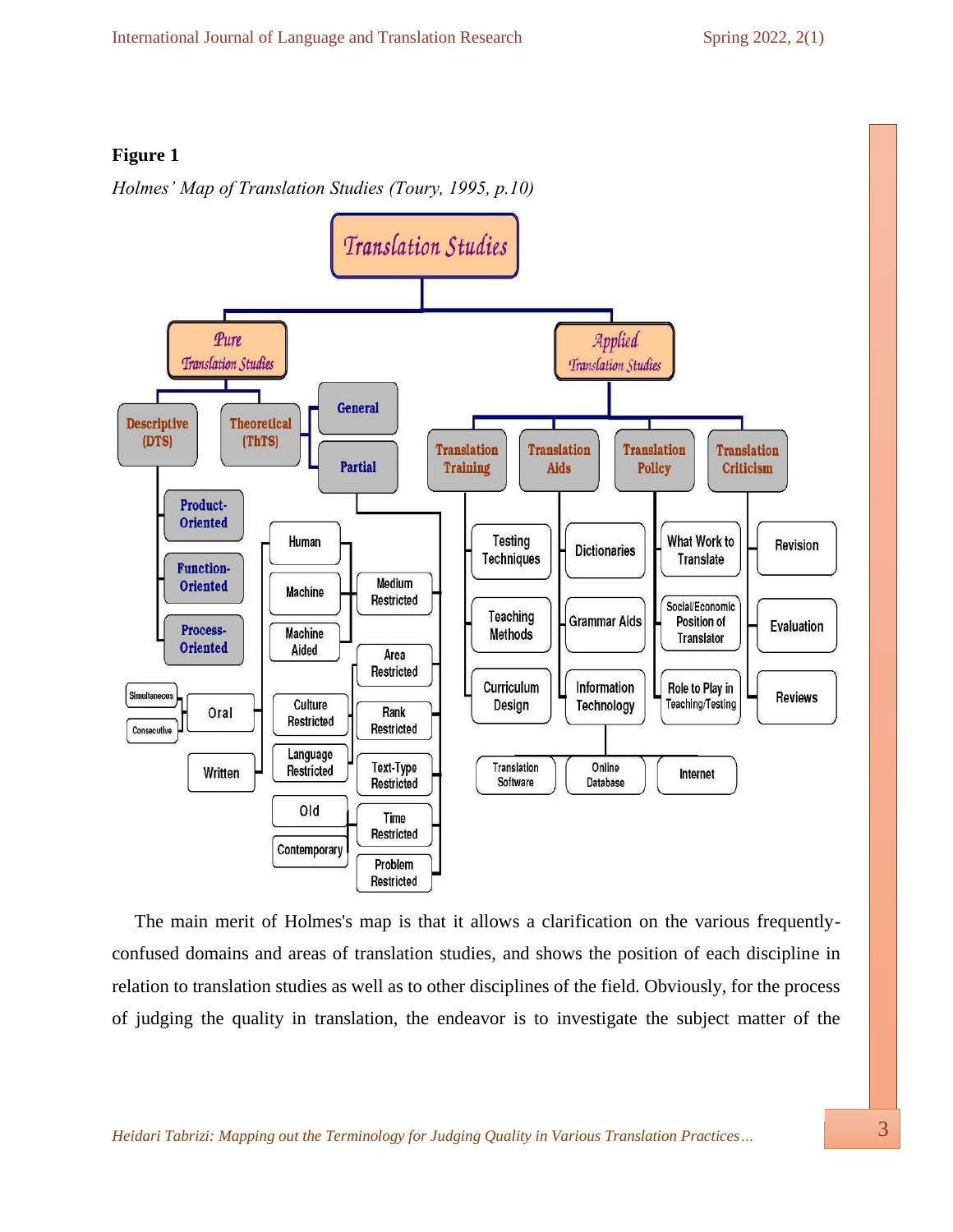**Figure 1**

*Holmes' Map of Translation Studies (Toury, 1995, p.10)*

- Translation Studies
  - Pure Translation Studies
    - Descriptive (DTS)
      - Product-Oriented
      - Function-Oriented
      - Process-Oriented
    - Theoretical (ThTS)
      - General
      - Partial
        - Medium Restricted
          - Human
            - Oral
              - Simultaneous
              - Consecutive
            - Written
          - Machine
          - Machine Aided
        - Area Restricted
          - Culture Restricted
          - Language Restricted
        - Rank Restricted
        - Text-Type Restricted
        - Time Restricted
          - Old
          - Contemporary
        - Problem Restricted
  - Applied Translation Studies
    - Translation Training
      - Testing Techniques
      - Teaching Methods
      - Curriculum Design
    - Translation Aids
      - Dictionaries
      - Grammar Aids
      - Information Technology
        - Translation Software
        - Online Database
        - Internet
    - Translation Policy
      - What Work to Translate
      - Social/Economic Position of Translator
      - Role to Play in Teaching/Testing
    - Translation Criticism
      - Revision
      - Evaluation
      - Reviews

The main merit of Holmes's map is that it allows a clarification on the various frequently-confused domains and areas of translation studies, and shows the position of each discipline in relation to translation studies as well as to other disciplines of the field. Obviously, for the process of judging the quality in translation, the endeavor is to investigate the subject matter of the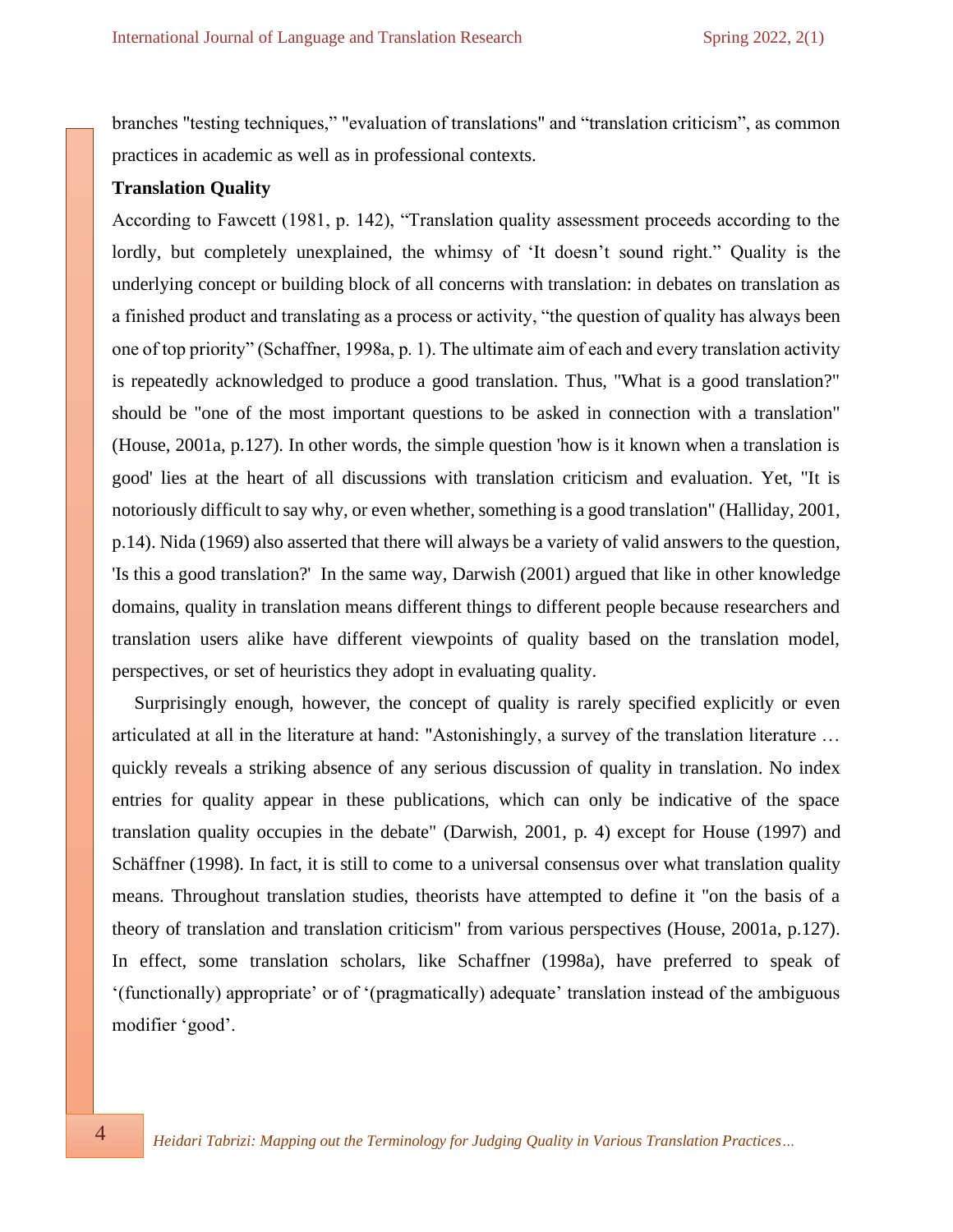branches "testing techniques," "evaluation of translations" and “translation criticism”, as common practices in academic as well as in professional contexts.

**Translation Quality**

According to Fawcett (1981, p. 142), “Translation quality assessment proceeds according to the lordly, but completely unexplained, the whimsy of ‘It doesn’t sound right.” Quality is the underlying concept or building block of all concerns with translation: in debates on translation as a finished product and translating as a process or activity, “the question of quality has always been one of top priority” (Schaffner, 1998a, p. 1). The ultimate aim of each and every translation activity is repeatedly acknowledged to produce a good translation. Thus, "What is a good translation?" should be "one of the most important questions to be asked in connection with a translation" (House, 2001a, p.127). In other words, the simple question 'how is it known when a translation is good' lies at the heart of all discussions with translation criticism and evaluation. Yet, "It is notoriously difficult to say why, or even whether, something is a good translation" (Halliday, 2001, p.14). Nida (1969) also asserted that there will always be a variety of valid answers to the question, 'Is this a good translation?' In the same way, Darwish (2001) argued that like in other knowledge domains, quality in translation means different things to different people because researchers and translation users alike have different viewpoints of quality based on the translation model, perspectives, or set of heuristics they adopt in evaluating quality.

Surprisingly enough, however, the concept of quality is rarely specified explicitly or even articulated at all in the literature at hand: "Astonishingly, a survey of the translation literature … quickly reveals a striking absence of any serious discussion of quality in translation. No index entries for quality appear in these publications, which can only be indicative of the space translation quality occupies in the debate" (Darwish, 2001, p. 4) except for House (1997) and Schäffner (1998). In fact, it is still to come to a universal consensus over what translation quality means. Throughout translation studies, theorists have attempted to define it "on the basis of a theory of translation and translation criticism" from various perspectives (House, 2001a, p.127). In effect, some translation scholars, like Schaffner (1998a), have preferred to speak of ‘(functionally) appropriate’ or of ‘(pragmatically) adequate’ translation instead of the ambiguous modifier ‘good’.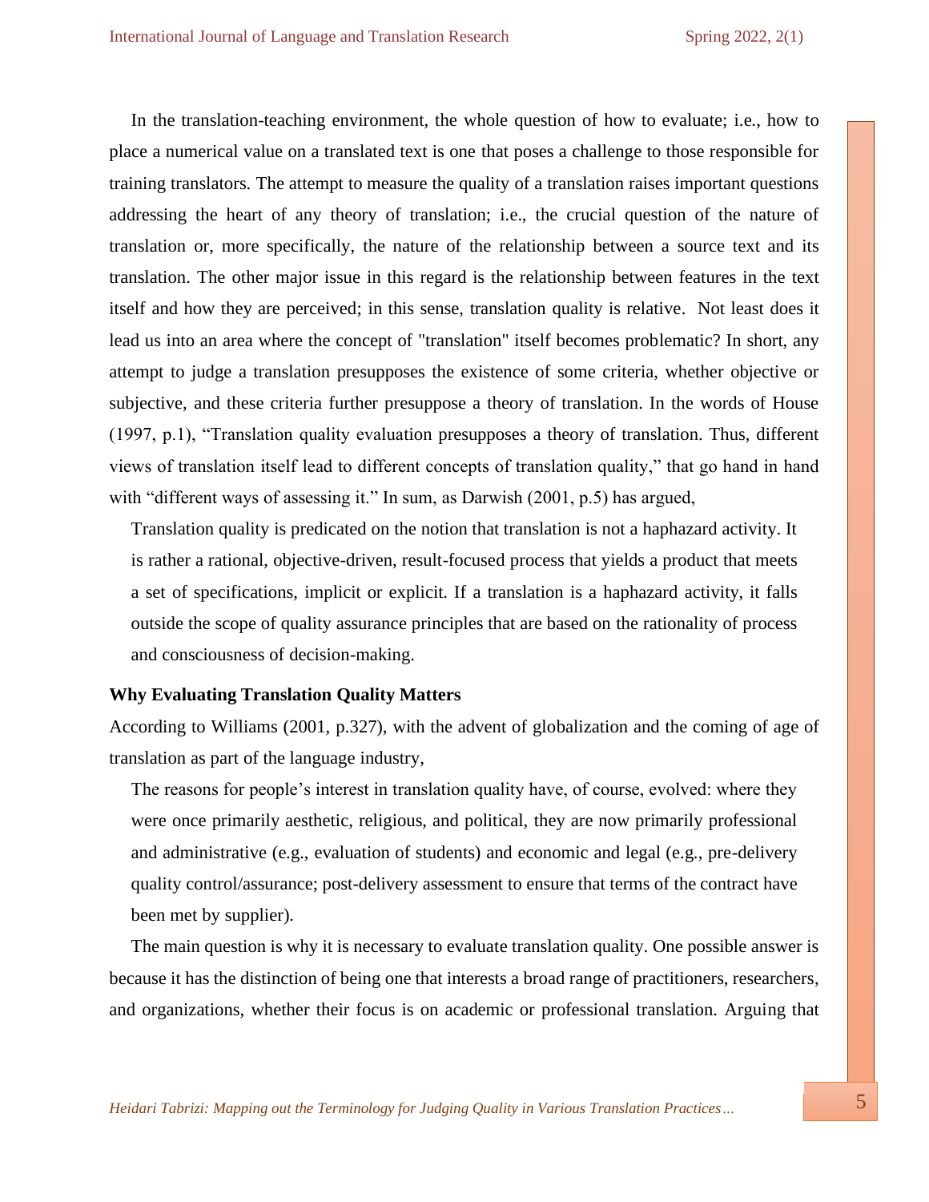In the translation-teaching environment, the whole question of how to evaluate; i.e., how to place a numerical value on a translated text is one that poses a challenge to those responsible for training translators. The attempt to measure the quality of a translation raises important questions addressing the heart of any theory of translation; i.e., the crucial question of the nature of translation or, more specifically, the nature of the relationship between a source text and its translation. The other major issue in this regard is the relationship between features in the text itself and how they are perceived; in this sense, translation quality is relative. Not least does it lead us into an area where the concept of "translation" itself becomes problematic? In short, any attempt to judge a translation presupposes the existence of some criteria, whether objective or subjective, and these criteria further presuppose a theory of translation. In the words of House (1997, p.1), “Translation quality evaluation presupposes a theory of translation. Thus, different views of translation itself lead to different concepts of translation quality,” that go hand in hand with “different ways of assessing it.” In sum, as Darwish (2001, p.5) has argued,

> Translation quality is predicated on the notion that translation is not a haphazard activity. It is rather a rational, objective-driven, result-focused process that yields a product that meets a set of specifications, implicit or explicit. If a translation is a haphazard activity, it falls outside the scope of quality assurance principles that are based on the rationality of process and consciousness of decision-making.

**Why Evaluating Translation Quality Matters**

According to Williams (2001, p.327), with the advent of globalization and the coming of age of translation as part of the language industry,

> The reasons for people’s interest in translation quality have, of course, evolved: where they were once primarily aesthetic, religious, and political, they are now primarily professional and administrative (e.g., evaluation of students) and economic and legal (e.g., pre-delivery quality control/assurance; post-delivery assessment to ensure that terms of the contract have been met by supplier).

The main question is why it is necessary to evaluate translation quality. One possible answer is because it has the distinction of being one that interests a broad range of practitioners, researchers, and organizations, whether their focus is on academic or professional translation. Arguing that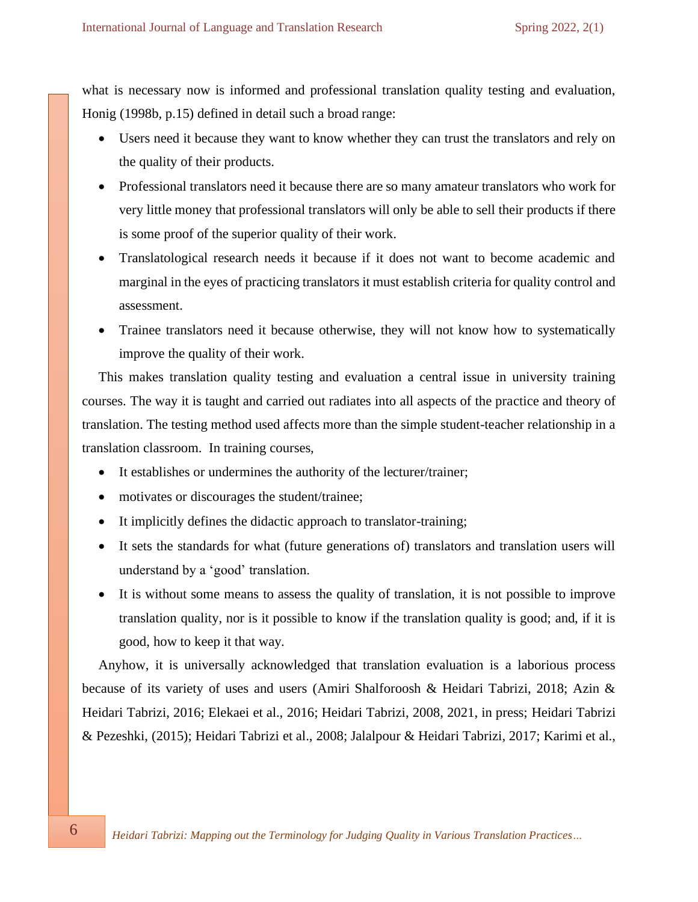what is necessary now is informed and professional translation quality testing and evaluation, Honig (1998b, p.15) defined in detail such a broad range:

- Users need it because they want to know whether they can trust the translators and rely on the quality of their products.
- Professional translators need it because there are so many amateur translators who work for very little money that professional translators will only be able to sell their products if there is some proof of the superior quality of their work.
- Translatological research needs it because if it does not want to become academic and marginal in the eyes of practicing translators it must establish criteria for quality control and assessment.
- Trainee translators need it because otherwise, they will not know how to systematically improve the quality of their work.

This makes translation quality testing and evaluation a central issue in university training courses. The way it is taught and carried out radiates into all aspects of the practice and theory of translation. The testing method used affects more than the simple student-teacher relationship in a translation classroom. In training courses,

- It establishes or undermines the authority of the lecturer/trainer;
- motivates or discourages the student/trainee;
- It implicitly defines the didactic approach to translator-training;
- It sets the standards for what (future generations of) translators and translation users will understand by a 'good' translation.
- It is without some means to assess the quality of translation, it is not possible to improve translation quality, nor is it possible to know if the translation quality is good; and, if it is good, how to keep it that way.

Anyhow, it is universally acknowledged that translation evaluation is a laborious process because of its variety of uses and users (Amiri Shalforoosh & Heidari Tabrizi, 2018; Azin & Heidari Tabrizi, 2016; Elekaei et al., 2016; Heidari Tabrizi, 2008, 2021, in press; Heidari Tabrizi & Pezeshki, (2015); Heidari Tabrizi et al., 2008; Jalalpour & Heidari Tabrizi, 2017; Karimi et al.,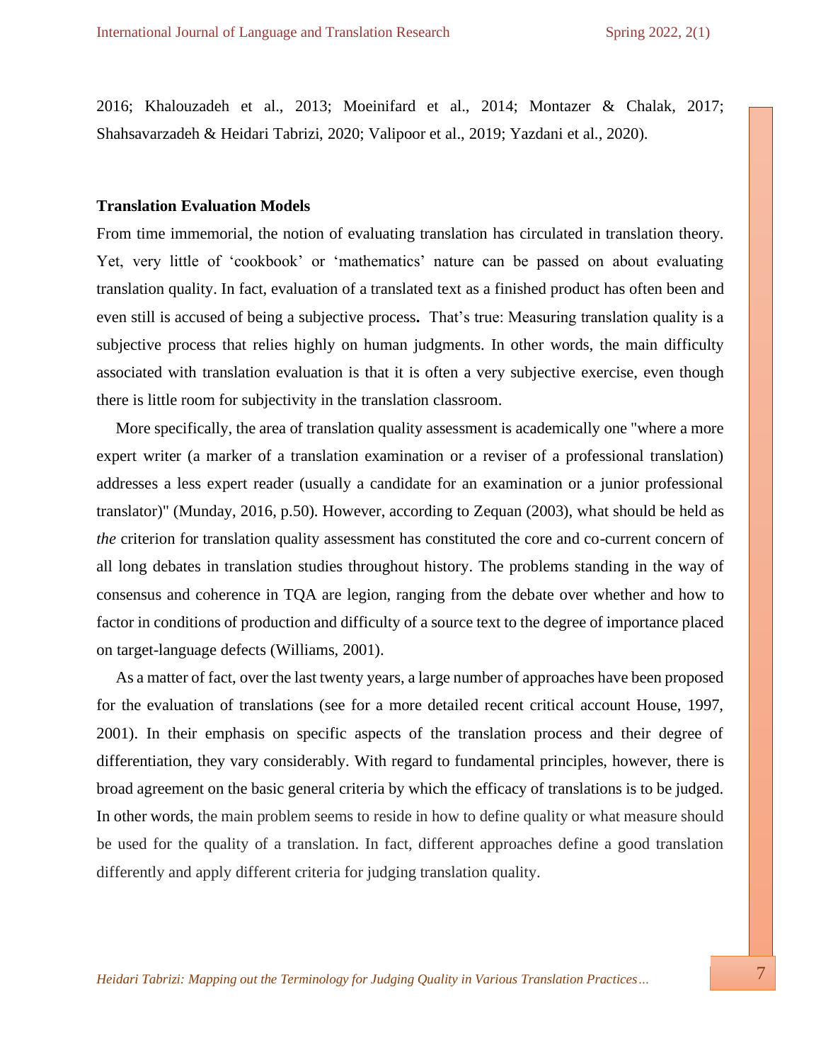2016; Khalouzadeh et al., 2013; Moeinifard et al., 2014; Montazer & Chalak, 2017; Shahsavarzadeh & Heidari Tabrizi, 2020; Valipoor et al., 2019; Yazdani et al., 2020).

### Translation Evaluation Models

From time immemorial, the notion of evaluating translation has circulated in translation theory. Yet, very little of 'cookbook' or 'mathematics' nature can be passed on about evaluating translation quality. In fact, evaluation of a translated text as a finished product has often been and even still is accused of being a subjective process**.** That's true: Measuring translation quality is a subjective process that relies highly on human judgments. In other words, the main difficulty associated with translation evaluation is that it is often a very subjective exercise, even though there is little room for subjectivity in the translation classroom.

More specifically, the area of translation quality assessment is academically one "where a more expert writer (a marker of a translation examination or a reviser of a professional translation) addresses a less expert reader (usually a candidate for an examination or a junior professional translator)" (Munday, 2016, p.50). However, according to Zequan (2003), what should be held as *the* criterion for translation quality assessment has constituted the core and co-current concern of all long debates in translation studies throughout history. The problems standing in the way of consensus and coherence in TQA are legion, ranging from the debate over whether and how to factor in conditions of production and difficulty of a source text to the degree of importance placed on target-language defects (Williams, 2001).

As a matter of fact, over the last twenty years, a large number of approaches have been proposed for the evaluation of translations (see for a more detailed recent critical account House, 1997, 2001). In their emphasis on specific aspects of the translation process and their degree of differentiation, they vary considerably. With regard to fundamental principles, however, there is broad agreement on the basic general criteria by which the efficacy of translations is to be judged. In other words, the main problem seems to reside in how to define quality or what measure should be used for the quality of a translation. In fact, different approaches define a good translation differently and apply different criteria for judging translation quality.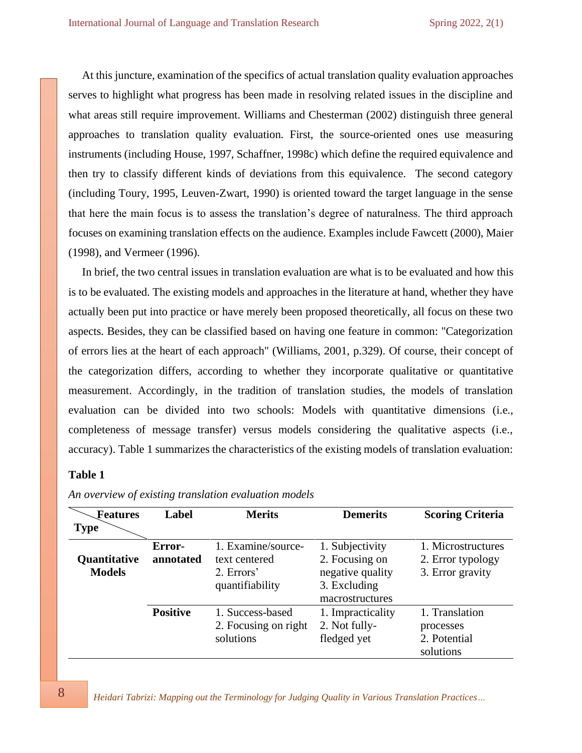At this juncture, examination of the specifics of actual translation quality evaluation approaches serves to highlight what progress has been made in resolving related issues in the discipline and what areas still require improvement. Williams and Chesterman (2002) distinguish three general approaches to translation quality evaluation. First, the source-oriented ones use measuring instruments (including House, 1997, Schaffner, 1998c) which define the required equivalence and then try to classify different kinds of deviations from this equivalence. The second category (including Toury, 1995, Leuven-Zwart, 1990) is oriented toward the target language in the sense that here the main focus is to assess the translation's degree of naturalness. The third approach focuses on examining translation effects on the audience. Examples include Fawcett (2000), Maier (1998), and Vermeer (1996).

In brief, the two central issues in translation evaluation are what is to be evaluated and how this is to be evaluated. The existing models and approaches in the literature at hand, whether they have actually been put into practice or have merely been proposed theoretically, all focus on these two aspects. Besides, they can be classified based on having one feature in common: "Categorization of errors lies at the heart of each approach" (Williams, 2001, p.329). Of course, their concept of the categorization differs, according to whether they incorporate qualitative or quantitative measurement. Accordingly, in the tradition of translation studies, the models of translation evaluation can be divided into two schools: Models with quantitative dimensions (i.e., completeness of message transfer) versus models considering the qualitative aspects (i.e., accuracy). Table 1 summarizes the characteristics of the existing models of translation evaluation:

**Table 1**

*An overview of existing translation evaluation models*

| Features / Type | Label | Merits | Demerits | Scoring Criteria |
|---|---|---|---|---|
| **Quantitative Models** | **Error-annotated** | 1. Examine/source-text centered<br>2. Errors' quantifiability | 1. Subjectivity<br>2. Focusing on negative quality<br>3. Excluding macrostructures | 1. Microstructures<br>2. Error typology<br>3. Error gravity |
| | **Positive** | 1. Success-based<br>2. Focusing on right solutions | 1. Impracticality<br>2. Not fully-fledged yet | 1. Translation processes<br>2. Potential solutions |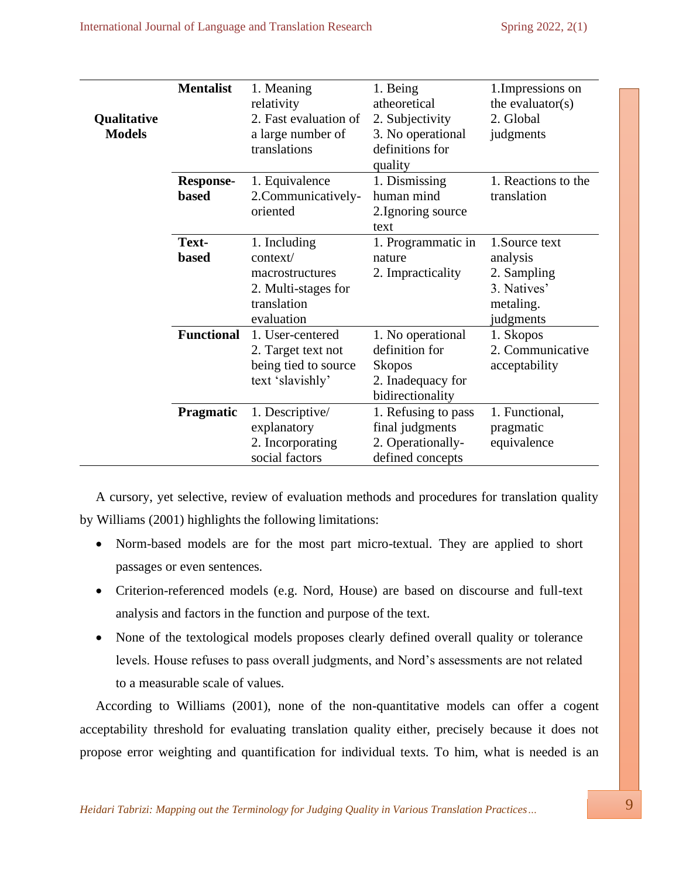| | | | | |
|---|---|---|---|---|
| **Qualitative Models** | **Mentalist** | 1. Meaning relativity<br>2. Fast evaluation of a large number of translations | 1. Being atheoretical<br>2. Subjectivity<br>3. No operational definitions for quality | 1.Impressions on the evaluator(s)<br>2. Global judgments |
| | **Response-based** | 1. Equivalence<br>2.Communicatively-oriented | 1. Dismissing human mind<br>2.Ignoring source text | 1. Reactions to the translation |
| | **Text-based** | 1. Including context/ macrostructures<br>2. Multi-stages for translation evaluation | 1. Programmatic in nature<br>2. Impracticality | 1.Source text analysis<br>2. Sampling<br>3. Natives' metaling. judgments |
| | **Functional** | 1. User-centered<br>2. Target text not being tied to source text 'slavishly' | 1. No operational definition for Skopos<br>2. Inadequacy for bidirectionality | 1. Skopos<br>2. Communicative acceptability |
| | **Pragmatic** | 1. Descriptive/ explanatory<br>2. Incorporating social factors | 1. Refusing to pass final judgments<br>2. Operationally-defined concepts | 1. Functional, pragmatic equivalence |

A cursory, yet selective, review of evaluation methods and procedures for translation quality by Williams (2001) highlights the following limitations:

- Norm-based models are for the most part micro-textual. They are applied to short passages or even sentences.
- Criterion-referenced models (e.g. Nord, House) are based on discourse and full-text analysis and factors in the function and purpose of the text.
- None of the textological models proposes clearly defined overall quality or tolerance levels. House refuses to pass overall judgments, and Nord's assessments are not related to a measurable scale of values.

According to Williams (2001), none of the non-quantitative models can offer a cogent acceptability threshold for evaluating translation quality either, precisely because it does not propose error weighting and quantification for individual texts. To him, what is needed is an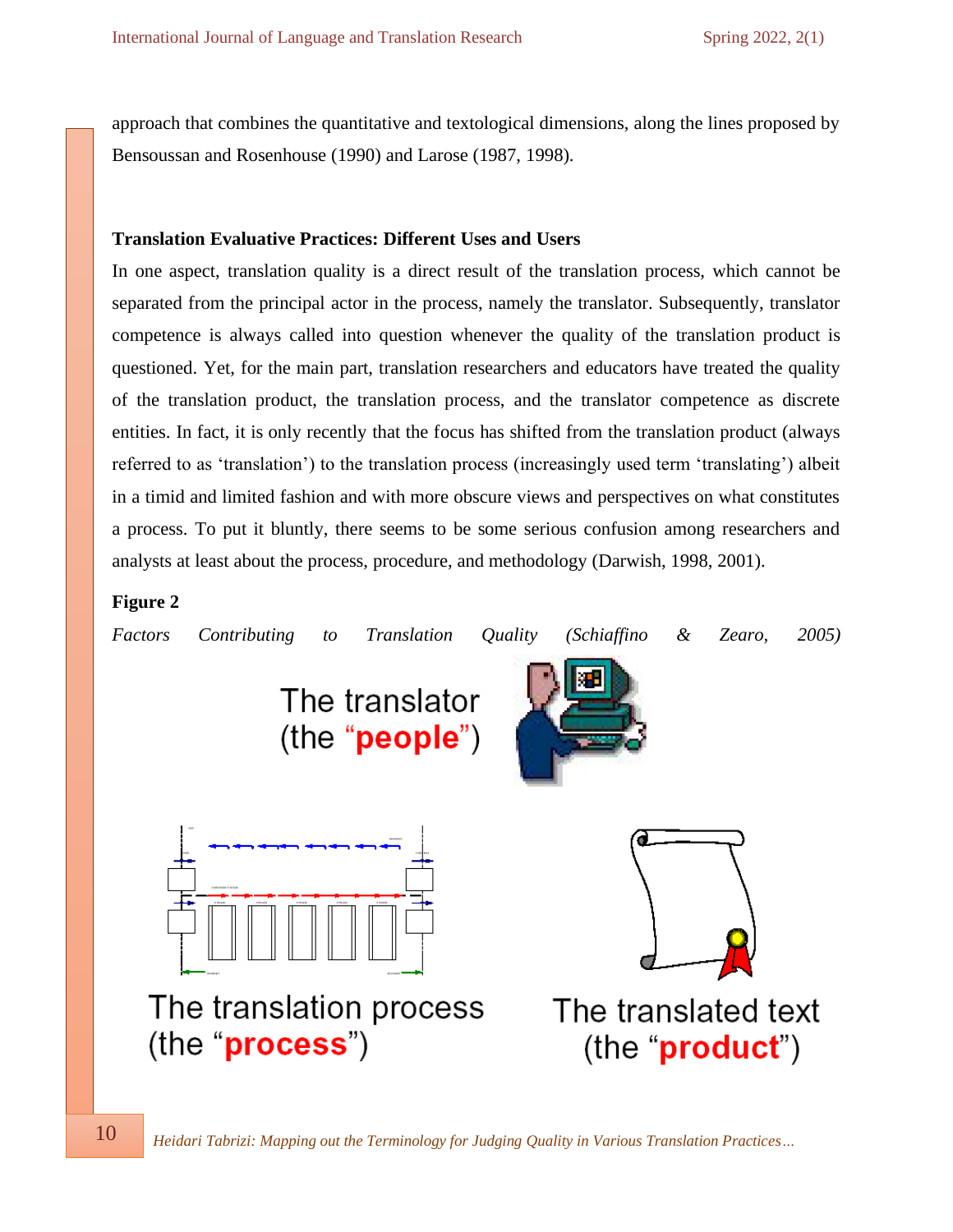approach that combines the quantitative and textological dimensions, along the lines proposed by Bensoussan and Rosenhouse (1990) and Larose (1987, 1998).

### Translation Evaluative Practices: Different Uses and Users

In one aspect, translation quality is a direct result of the translation process, which cannot be separated from the principal actor in the process, namely the translator. Subsequently, translator competence is always called into question whenever the quality of the translation product is questioned. Yet, for the main part, translation researchers and educators have treated the quality of the translation product, the translation process, and the translator competence as discrete entities. In fact, it is only recently that the focus has shifted from the translation product (always referred to as 'translation') to the translation process (increasingly used term 'translating') albeit in a timid and limited fashion and with more obscure views and perspectives on what constitutes a process. To put it bluntly, there seems to be some serious confusion among researchers and analysts at least about the process, procedure, and methodology (Darwish, 1998, 2001).

**Figure 2**

*Factors Contributing to Translation Quality (Schiaffino & Zearo, 2005)*

The translator (the "**people**")

The translation process (the "**process**")

The translated text (the "**product**")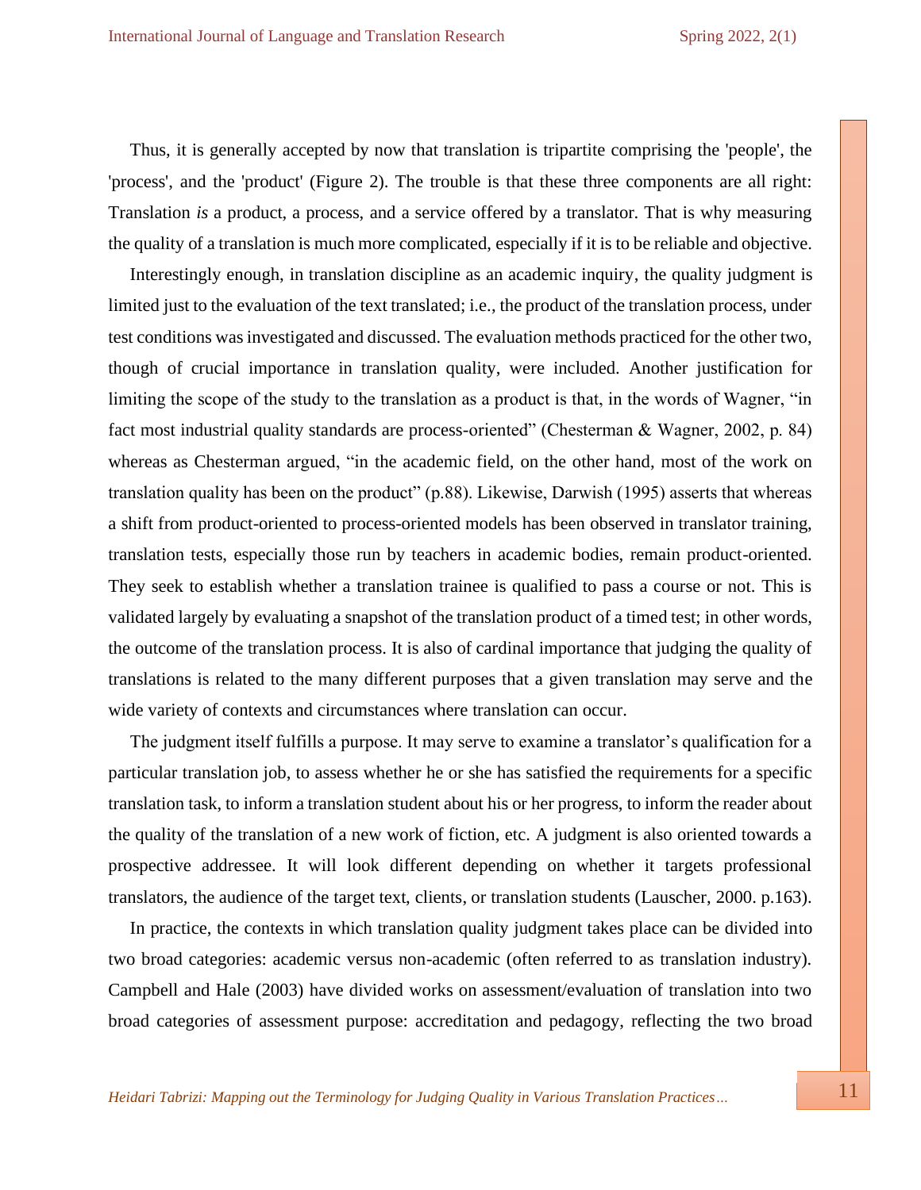Thus, it is generally accepted by now that translation is tripartite comprising the 'people', the 'process', and the 'product' (Figure 2). The trouble is that these three components are all right: Translation *is* a product, a process, and a service offered by a translator. That is why measuring the quality of a translation is much more complicated, especially if it is to be reliable and objective.

Interestingly enough, in translation discipline as an academic inquiry, the quality judgment is limited just to the evaluation of the text translated; i.e., the product of the translation process, under test conditions was investigated and discussed. The evaluation methods practiced for the other two, though of crucial importance in translation quality, were included. Another justification for limiting the scope of the study to the translation as a product is that, in the words of Wagner, "in fact most industrial quality standards are process-oriented" (Chesterman & Wagner, 2002, p. 84) whereas as Chesterman argued, "in the academic field, on the other hand, most of the work on translation quality has been on the product" (p.88). Likewise, Darwish (1995) asserts that whereas a shift from product-oriented to process-oriented models has been observed in translator training, translation tests, especially those run by teachers in academic bodies, remain product-oriented. They seek to establish whether a translation trainee is qualified to pass a course or not. This is validated largely by evaluating a snapshot of the translation product of a timed test; in other words, the outcome of the translation process. It is also of cardinal importance that judging the quality of translations is related to the many different purposes that a given translation may serve and the wide variety of contexts and circumstances where translation can occur.

The judgment itself fulfills a purpose. It may serve to examine a translator's qualification for a particular translation job, to assess whether he or she has satisfied the requirements for a specific translation task, to inform a translation student about his or her progress, to inform the reader about the quality of the translation of a new work of fiction, etc. A judgment is also oriented towards a prospective addressee. It will look different depending on whether it targets professional translators, the audience of the target text, clients, or translation students (Lauscher, 2000. p.163).

In practice, the contexts in which translation quality judgment takes place can be divided into two broad categories: academic versus non-academic (often referred to as translation industry). Campbell and Hale (2003) have divided works on assessment/evaluation of translation into two broad categories of assessment purpose: accreditation and pedagogy, reflecting the two broad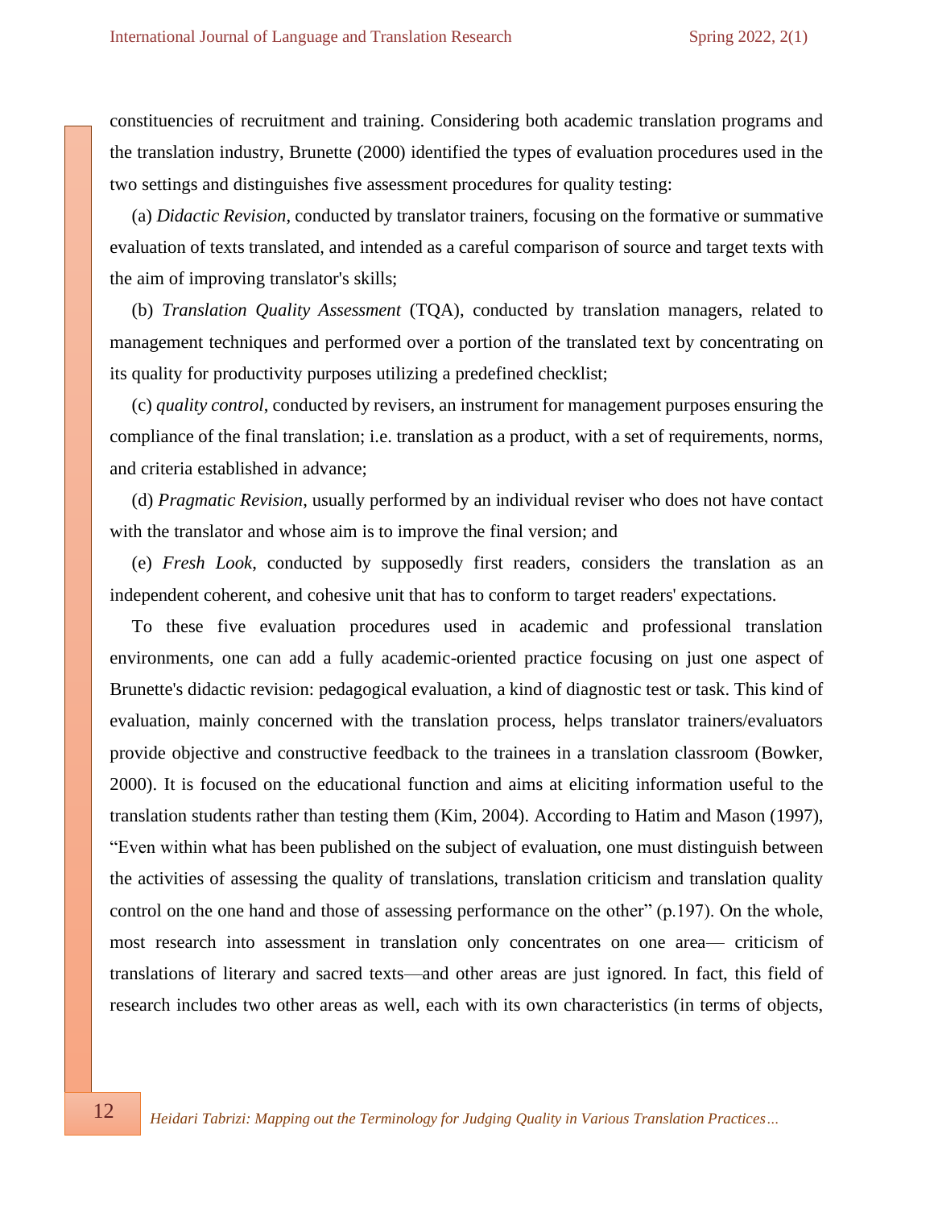constituencies of recruitment and training. Considering both academic translation programs and the translation industry, Brunette (2000) identified the types of evaluation procedures used in the two settings and distinguishes five assessment procedures for quality testing:

(a) *Didactic Revision*, conducted by translator trainers, focusing on the formative or summative evaluation of texts translated, and intended as a careful comparison of source and target texts with the aim of improving translator's skills;

(b) *Translation Quality Assessment* (TQA), conducted by translation managers, related to management techniques and performed over a portion of the translated text by concentrating on its quality for productivity purposes utilizing a predefined checklist;

(c) *quality control*, conducted by revisers, an instrument for management purposes ensuring the compliance of the final translation; i.e. translation as a product, with a set of requirements, norms, and criteria established in advance;

(d) *Pragmatic Revision*, usually performed by an individual reviser who does not have contact with the translator and whose aim is to improve the final version; and

(e) *Fresh Look*, conducted by supposedly first readers, considers the translation as an independent coherent, and cohesive unit that has to conform to target readers' expectations.

To these five evaluation procedures used in academic and professional translation environments, one can add a fully academic-oriented practice focusing on just one aspect of Brunette's didactic revision: pedagogical evaluation, a kind of diagnostic test or task. This kind of evaluation, mainly concerned with the translation process, helps translator trainers/evaluators provide objective and constructive feedback to the trainees in a translation classroom (Bowker, 2000). It is focused on the educational function and aims at eliciting information useful to the translation students rather than testing them (Kim, 2004). According to Hatim and Mason (1997), "Even within what has been published on the subject of evaluation, one must distinguish between the activities of assessing the quality of translations, translation criticism and translation quality control on the one hand and those of assessing performance on the other" (p.197). On the whole, most research into assessment in translation only concentrates on one area— criticism of translations of literary and sacred texts—and other areas are just ignored. In fact, this field of research includes two other areas as well, each with its own characteristics (in terms of objects,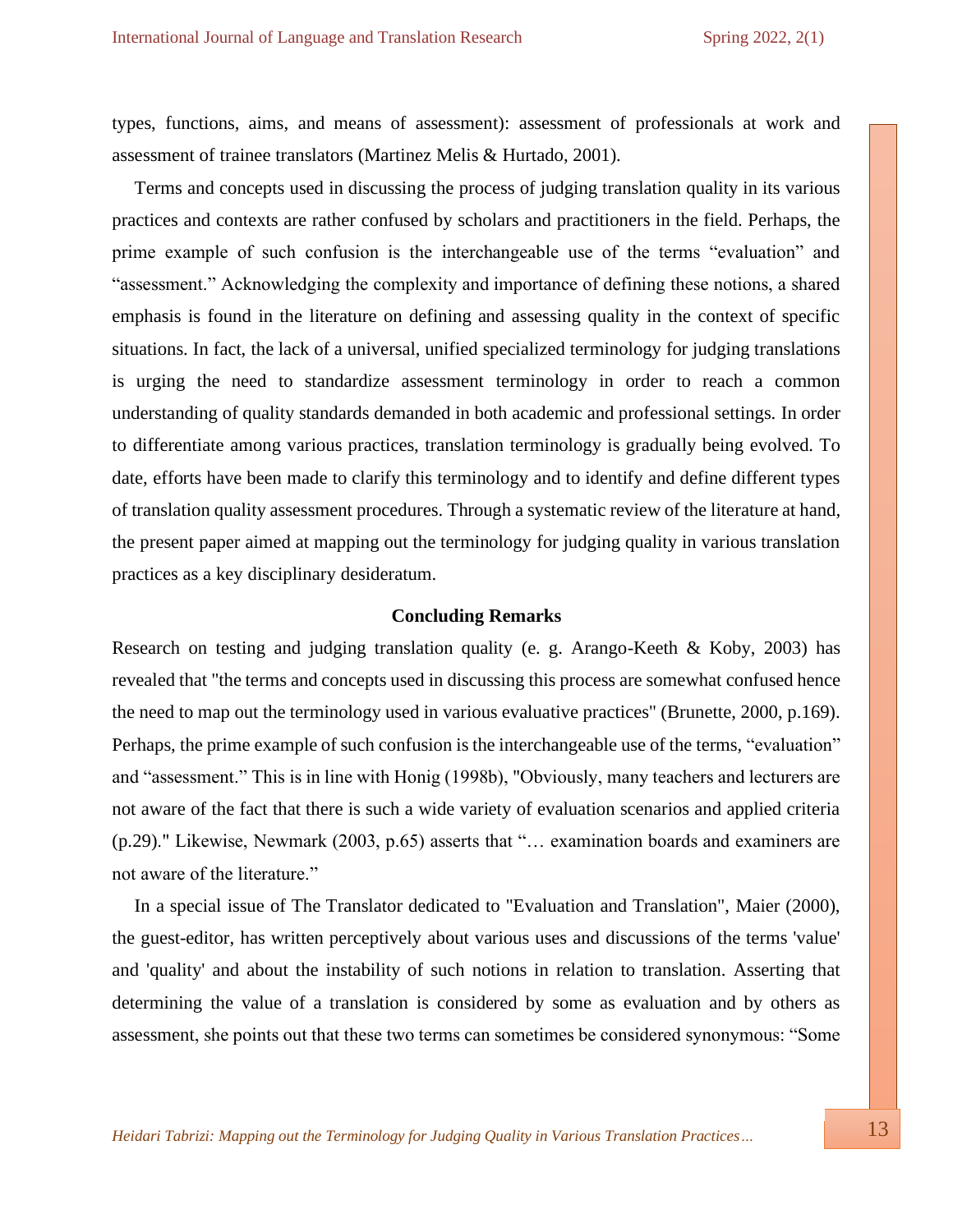types, functions, aims, and means of assessment): assessment of professionals at work and assessment of trainee translators (Martinez Melis & Hurtado, 2001).

Terms and concepts used in discussing the process of judging translation quality in its various practices and contexts are rather confused by scholars and practitioners in the field. Perhaps, the prime example of such confusion is the interchangeable use of the terms "evaluation" and "assessment." Acknowledging the complexity and importance of defining these notions, a shared emphasis is found in the literature on defining and assessing quality in the context of specific situations. In fact, the lack of a universal, unified specialized terminology for judging translations is urging the need to standardize assessment terminology in order to reach a common understanding of quality standards demanded in both academic and professional settings. In order to differentiate among various practices, translation terminology is gradually being evolved. To date, efforts have been made to clarify this terminology and to identify and define different types of translation quality assessment procedures. Through a systematic review of the literature at hand, the present paper aimed at mapping out the terminology for judging quality in various translation practices as a key disciplinary desideratum.

## Concluding Remarks

Research on testing and judging translation quality (e. g. Arango-Keeth & Koby, 2003) has revealed that "the terms and concepts used in discussing this process are somewhat confused hence the need to map out the terminology used in various evaluative practices" (Brunette, 2000, p.169). Perhaps, the prime example of such confusion is the interchangeable use of the terms, "evaluation" and "assessment." This is in line with Honig (1998b), "Obviously, many teachers and lecturers are not aware of the fact that there is such a wide variety of evaluation scenarios and applied criteria (p.29)." Likewise, Newmark (2003, p.65) asserts that "… examination boards and examiners are not aware of the literature."

In a special issue of The Translator dedicated to "Evaluation and Translation", Maier (2000), the guest-editor, has written perceptively about various uses and discussions of the terms 'value' and 'quality' and about the instability of such notions in relation to translation. Asserting that determining the value of a translation is considered by some as evaluation and by others as assessment, she points out that these two terms can sometimes be considered synonymous: "Some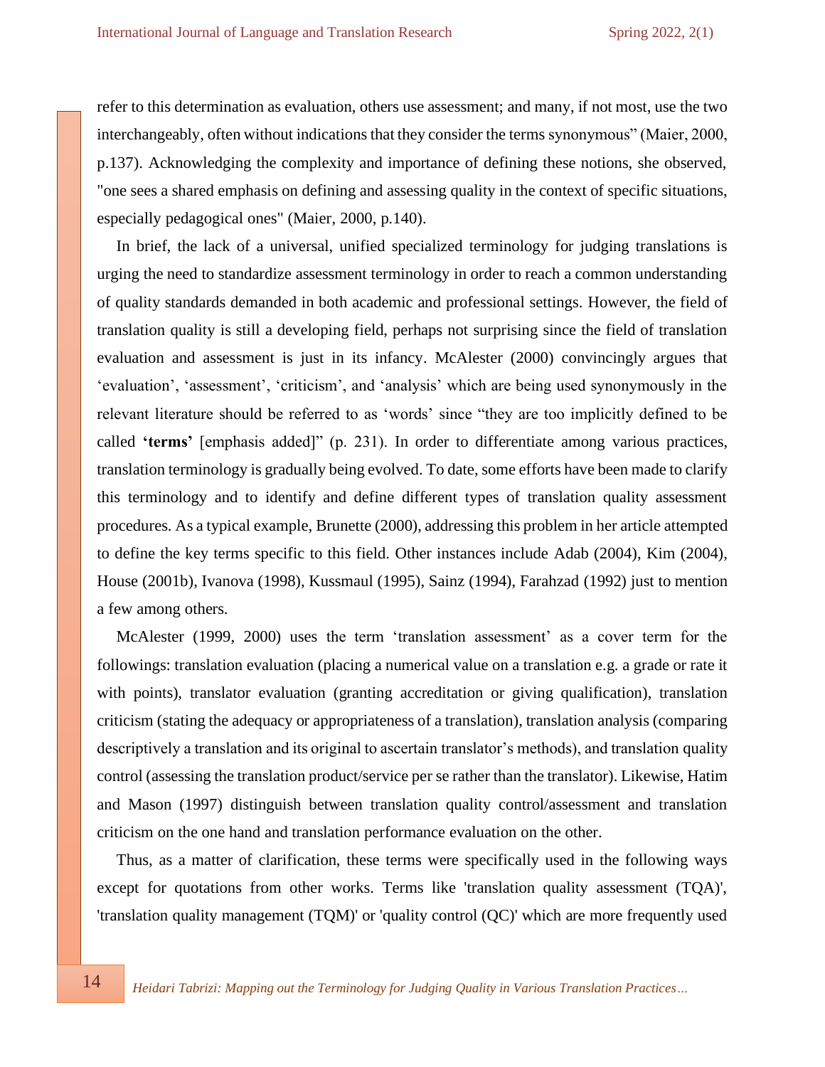refer to this determination as evaluation, others use assessment; and many, if not most, use the two interchangeably, often without indications that they consider the terms synonymous" (Maier, 2000, p.137). Acknowledging the complexity and importance of defining these notions, she observed, "one sees a shared emphasis on defining and assessing quality in the context of specific situations, especially pedagogical ones" (Maier, 2000, p.140).

In brief, the lack of a universal, unified specialized terminology for judging translations is urging the need to standardize assessment terminology in order to reach a common understanding of quality standards demanded in both academic and professional settings. However, the field of translation quality is still a developing field, perhaps not surprising since the field of translation evaluation and assessment is just in its infancy. McAlester (2000) convincingly argues that 'evaluation', 'assessment', 'criticism', and 'analysis' which are being used synonymously in the relevant literature should be referred to as 'words' since "they are too implicitly defined to be called **'terms'** [emphasis added]" (p. 231). In order to differentiate among various practices, translation terminology is gradually being evolved. To date, some efforts have been made to clarify this terminology and to identify and define different types of translation quality assessment procedures. As a typical example, Brunette (2000), addressing this problem in her article attempted to define the key terms specific to this field. Other instances include Adab (2004), Kim (2004), House (2001b), Ivanova (1998), Kussmaul (1995), Sainz (1994), Farahzad (1992) just to mention a few among others.

McAlester (1999, 2000) uses the term 'translation assessment' as a cover term for the followings: translation evaluation (placing a numerical value on a translation e.g. a grade or rate it with points), translator evaluation (granting accreditation or giving qualification), translation criticism (stating the adequacy or appropriateness of a translation), translation analysis (comparing descriptively a translation and its original to ascertain translator's methods), and translation quality control (assessing the translation product/service per se rather than the translator). Likewise, Hatim and Mason (1997) distinguish between translation quality control/assessment and translation criticism on the one hand and translation performance evaluation on the other.

Thus, as a matter of clarification, these terms were specifically used in the following ways except for quotations from other works. Terms like 'translation quality assessment (TQA)', 'translation quality management (TQM)' or 'quality control (QC)' which are more frequently used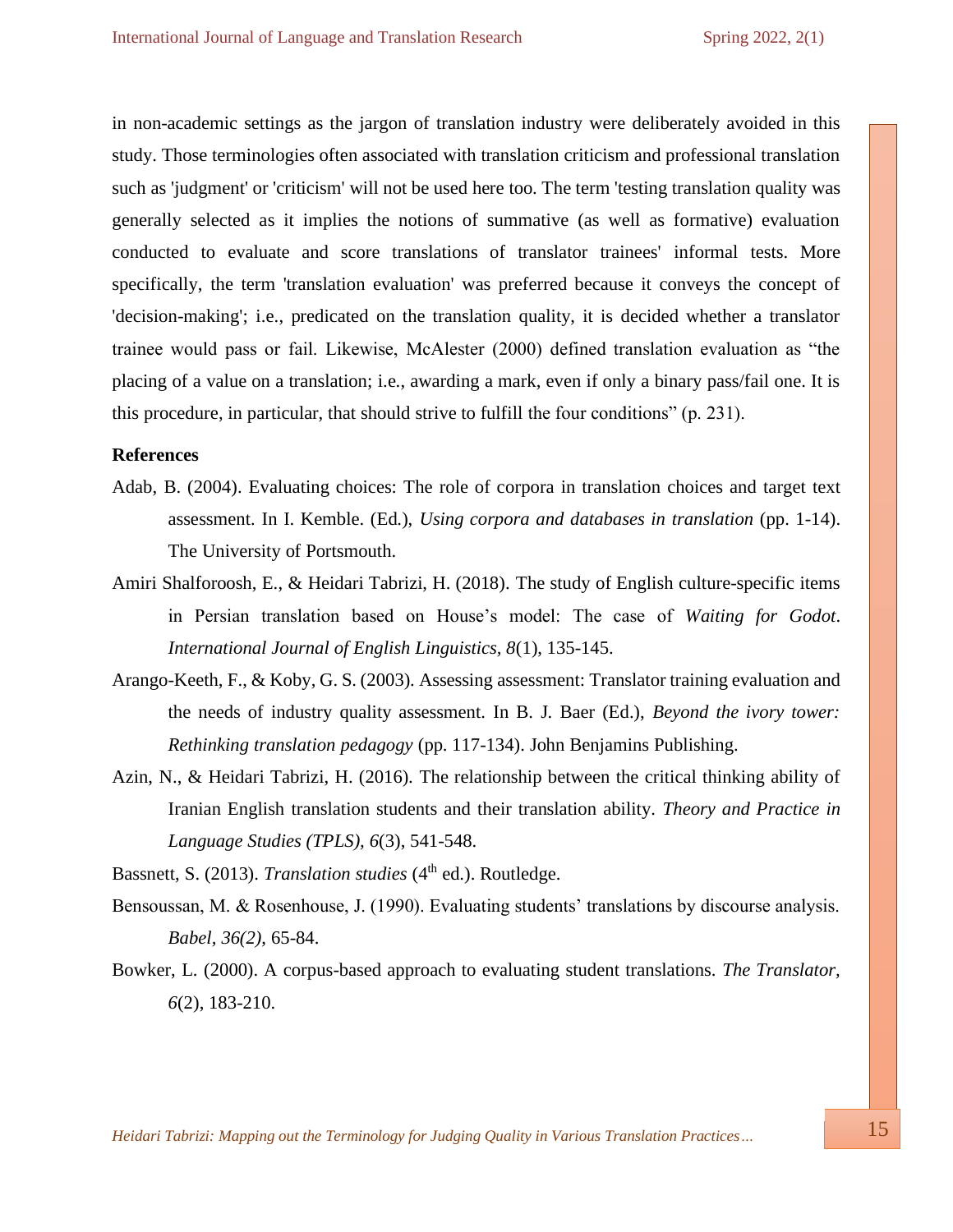in non-academic settings as the jargon of translation industry were deliberately avoided in this study. Those terminologies often associated with translation criticism and professional translation such as 'judgment' or 'criticism' will not be used here too. The term 'testing translation quality was generally selected as it implies the notions of summative (as well as formative) evaluation conducted to evaluate and score translations of translator trainees' informal tests. More specifically, the term 'translation evaluation' was preferred because it conveys the concept of 'decision-making'; i.e., predicated on the translation quality, it is decided whether a translator trainee would pass or fail. Likewise, McAlester (2000) defined translation evaluation as "the placing of a value on a translation; i.e., awarding a mark, even if only a binary pass/fail one. It is this procedure, in particular, that should strive to fulfill the four conditions" (p. 231).

**References**

Adab, B. (2004). Evaluating choices: The role of corpora in translation choices and target text assessment. In I. Kemble. (Ed.), *Using corpora and databases in translation* (pp. 1-14). The University of Portsmouth.

Amiri Shalforoosh, E., & Heidari Tabrizi, H. (2018). The study of English culture-specific items in Persian translation based on House's model: The case of *Waiting for Godot*. *International Journal of English Linguistics, 8*(1), 135-145.

Arango-Keeth, F., & Koby, G. S. (2003). Assessing assessment: Translator training evaluation and the needs of industry quality assessment. In B. J. Baer (Ed.), *Beyond the ivory tower: Rethinking translation pedagogy* (pp. 117-134). John Benjamins Publishing.

Azin, N., & Heidari Tabrizi, H. (2016). The relationship between the critical thinking ability of Iranian English translation students and their translation ability. *Theory and Practice in Language Studies (TPLS), 6*(3), 541-548.

Bassnett, S. (2013). *Translation studies* (4th ed.). Routledge.

Bensoussan, M. & Rosenhouse, J. (1990). Evaluating students' translations by discourse analysis. *Babel, 36(2),* 65-84.

Bowker, L. (2000). A corpus-based approach to evaluating student translations. *The Translator, 6*(2), 183-210.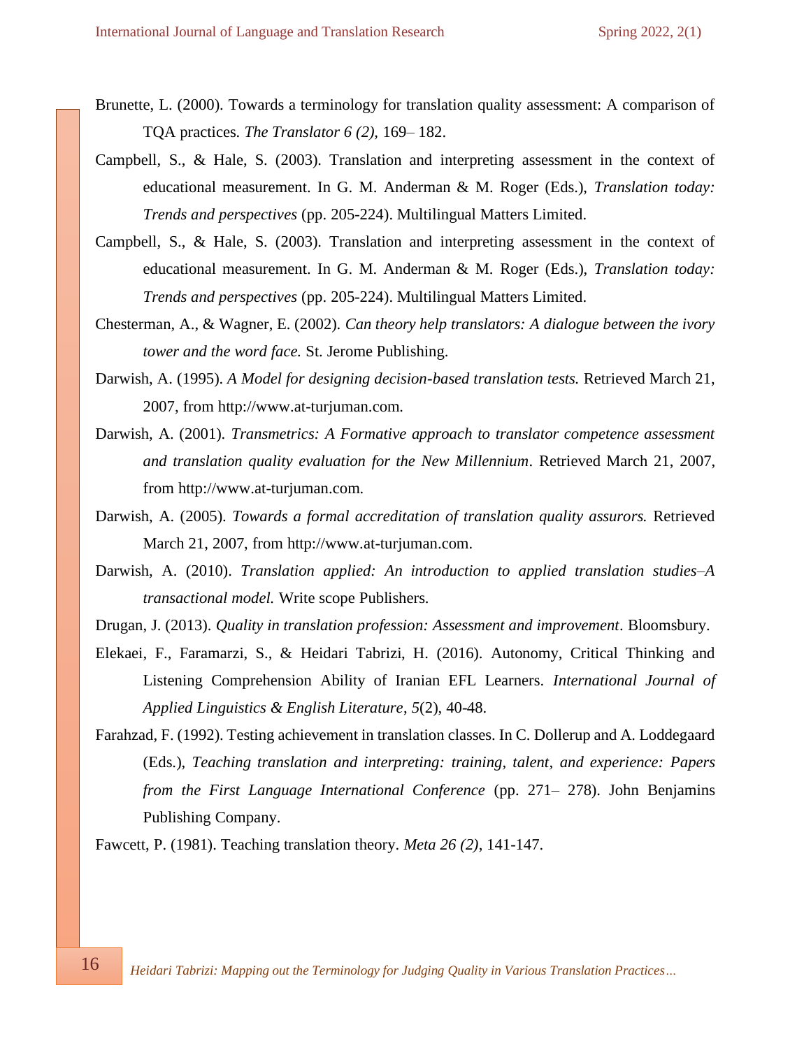Brunette, L. (2000). Towards a terminology for translation quality assessment: A comparison of TQA practices. *The Translator 6 (2),* 169– 182.

Campbell, S., & Hale, S. (2003). Translation and interpreting assessment in the context of educational measurement. In G. M. Anderman & M. Roger (Eds.), *Translation today: Trends and perspectives* (pp. 205-224). Multilingual Matters Limited.

Campbell, S., & Hale, S. (2003). Translation and interpreting assessment in the context of educational measurement. In G. M. Anderman & M. Roger (Eds.), *Translation today: Trends and perspectives* (pp. 205-224). Multilingual Matters Limited.

Chesterman, A., & Wagner, E. (2002). *Can theory help translators: A dialogue between the ivory tower and the word face.* St. Jerome Publishing.

Darwish, A. (1995). *A Model for designing decision-based translation tests.* Retrieved March 21, 2007, from http://www.at-turjuman.com.

Darwish, A. (2001). *Transmetrics: A Formative approach to translator competence assessment and translation quality evaluation for the New Millennium*. Retrieved March 21, 2007, from http://www.at-turjuman.com.

Darwish, A. (2005). *Towards a formal accreditation of translation quality assurors.* Retrieved March 21, 2007, from http://www.at-turjuman.com.

Darwish, A. (2010). *Translation applied: An introduction to applied translation studies–A transactional model.* Write scope Publishers.

Drugan, J. (2013). *Quality in translation profession: Assessment and improvement*. Bloomsbury.

Elekaei, F., Faramarzi, S., & Heidari Tabrizi, H. (2016). Autonomy, Critical Thinking and Listening Comprehension Ability of Iranian EFL Learners. *International Journal of Applied Linguistics & English Literature*, *5*(2), 40-48.

Farahzad, F. (1992). Testing achievement in translation classes. In C. Dollerup and A. Loddegaard (Eds.), *Teaching translation and interpreting: training, talent, and experience: Papers from the First Language International Conference* (pp. 271– 278). John Benjamins Publishing Company.

Fawcett, P. (1981). Teaching translation theory. *Meta 26 (2)*, 141-147.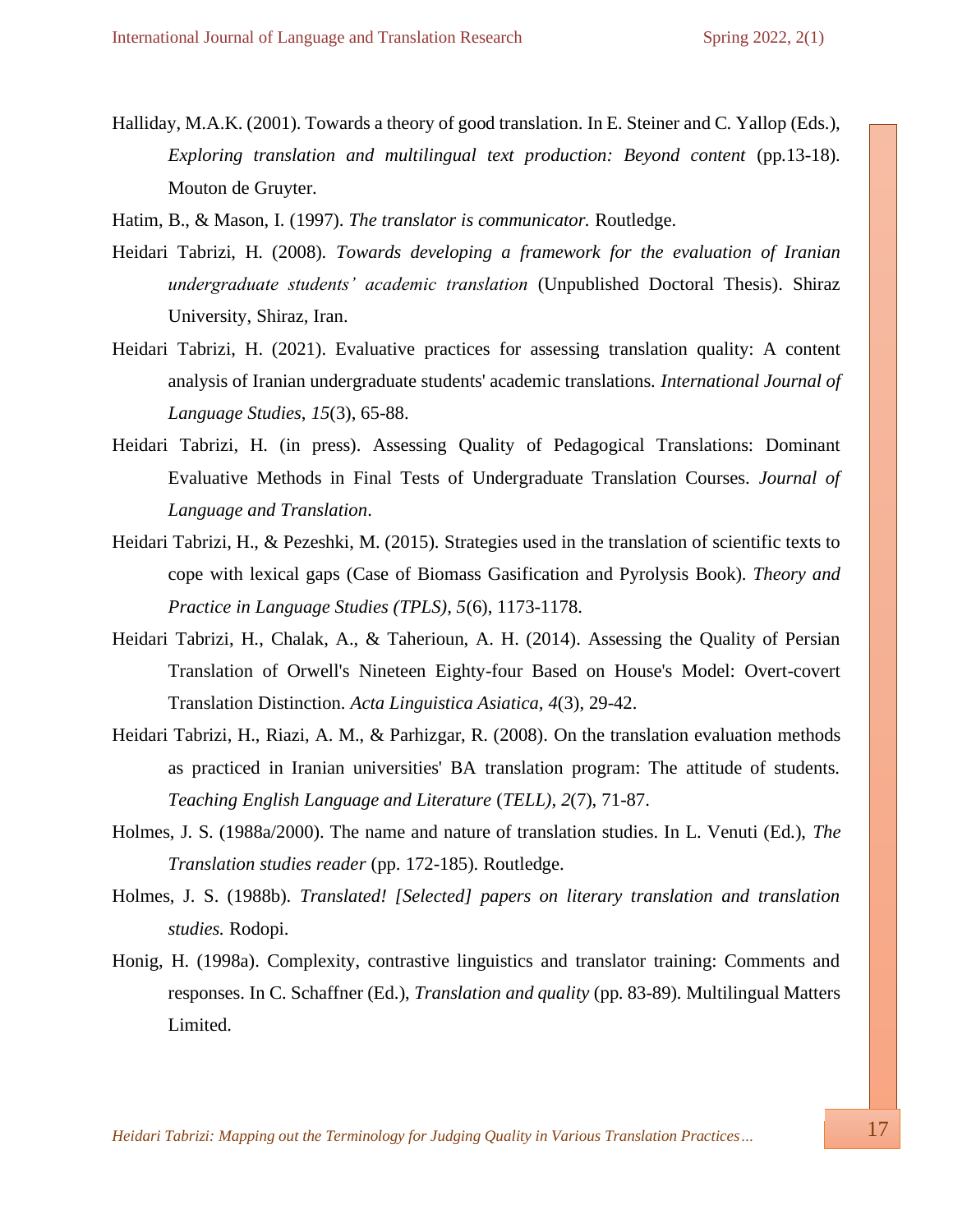Halliday, M.A.K. (2001). Towards a theory of good translation. In E. Steiner and C. Yallop (Eds.), *Exploring translation and multilingual text production: Beyond content* (pp.13-18). Mouton de Gruyter.

Hatim, B., & Mason, I. (1997). *The translator is communicator.* Routledge.

Heidari Tabrizi, H. (2008). *Towards developing a framework for the evaluation of Iranian undergraduate students' academic translation* (Unpublished Doctoral Thesis). Shiraz University, Shiraz, Iran.

Heidari Tabrizi, H. (2021). Evaluative practices for assessing translation quality: A content analysis of Iranian undergraduate students' academic translations. *International Journal of Language Studies*, *15*(3), 65-88.

Heidari Tabrizi, H. (in press). Assessing Quality of Pedagogical Translations: Dominant Evaluative Methods in Final Tests of Undergraduate Translation Courses. *Journal of Language and Translation*.

Heidari Tabrizi, H., & Pezeshki, M. (2015). Strategies used in the translation of scientific texts to cope with lexical gaps (Case of Biomass Gasification and Pyrolysis Book). *Theory and Practice in Language Studies (TPLS), 5*(6), 1173-1178.

Heidari Tabrizi, H., Chalak, A., & Taherioun, A. H. (2014). Assessing the Quality of Persian Translation of Orwell's Nineteen Eighty-four Based on House's Model: Overt-covert Translation Distinction. *Acta Linguistica Asiatica, 4*(3), 29-42.

Heidari Tabrizi, H., Riazi, A. M., & Parhizgar, R. (2008). On the translation evaluation methods as practiced in Iranian universities' BA translation program: The attitude of students. *Teaching English Language and Literature* (*TELL), 2*(7), 71-87.

Holmes, J. S. (1988a/2000). The name and nature of translation studies. In L. Venuti (Ed.), *The Translation studies reader* (pp. 172-185). Routledge.

Holmes, J. S. (1988b). *Translated! [Selected] papers on literary translation and translation studies.* Rodopi.

Honig, H. (1998a). Complexity, contrastive linguistics and translator training: Comments and responses. In C. Schaffner (Ed.), *Translation and quality* (pp. 83-89). Multilingual Matters Limited.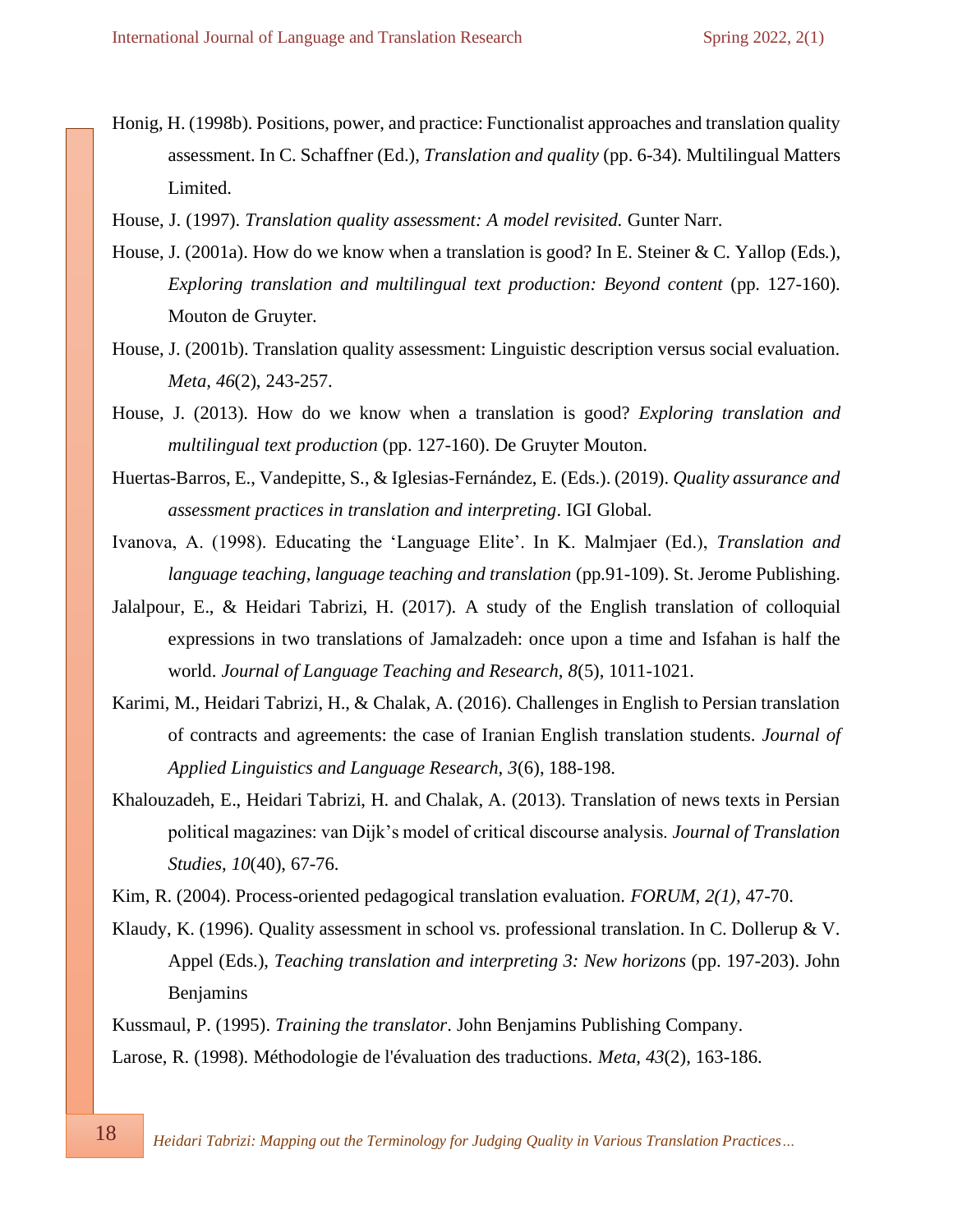Honig, H. (1998b). Positions, power, and practice: Functionalist approaches and translation quality assessment. In C. Schaffner (Ed.), *Translation and quality* (pp. 6-34). Multilingual Matters Limited.

House, J. (1997). *Translation quality assessment: A model revisited.* Gunter Narr.

House, J. (2001a). How do we know when a translation is good? In E. Steiner & C. Yallop (Eds.), *Exploring translation and multilingual text production: Beyond content* (pp. 127-160). Mouton de Gruyter.

House, J. (2001b). Translation quality assessment: Linguistic description versus social evaluation. *Meta, 46*(2), 243-257.

House, J. (2013). How do we know when a translation is good? *Exploring translation and multilingual text production* (pp. 127-160). De Gruyter Mouton.

Huertas-Barros, E., Vandepitte, S., & Iglesias-Fernández, E. (Eds.). (2019). *Quality assurance and assessment practices in translation and interpreting*. IGI Global.

Ivanova, A. (1998). Educating the 'Language Elite'. In K. Malmjaer (Ed.), *Translation and language teaching, language teaching and translation* (pp.91-109). St. Jerome Publishing.

Jalalpour, E., & Heidari Tabrizi, H. (2017). A study of the English translation of colloquial expressions in two translations of Jamalzadeh: once upon a time and Isfahan is half the world. *Journal of Language Teaching and Research, 8*(5), 1011-1021.

Karimi, M., Heidari Tabrizi, H., & Chalak, A. (2016). Challenges in English to Persian translation of contracts and agreements: the case of Iranian English translation students. *Journal of Applied Linguistics and Language Research, 3*(6), 188-198.

Khalouzadeh, E., Heidari Tabrizi, H. and Chalak, A. (2013). Translation of news texts in Persian political magazines: van Dijk's model of critical discourse analysis. *Journal of Translation Studies*, *10*(40), 67-76.

Kim, R. (2004). Process-oriented pedagogical translation evaluation. *FORUM, 2(1),* 47-70.

Klaudy, K. (1996). Quality assessment in school vs. professional translation. In C. Dollerup & V. Appel (Eds.), *Teaching translation and interpreting 3: New horizons* (pp. 197-203). John Benjamins

Kussmaul, P. (1995). *Training the translator*. John Benjamins Publishing Company.

Larose, R. (1998). Méthodologie de l'évaluation des traductions. *Meta, 43*(2), 163-186.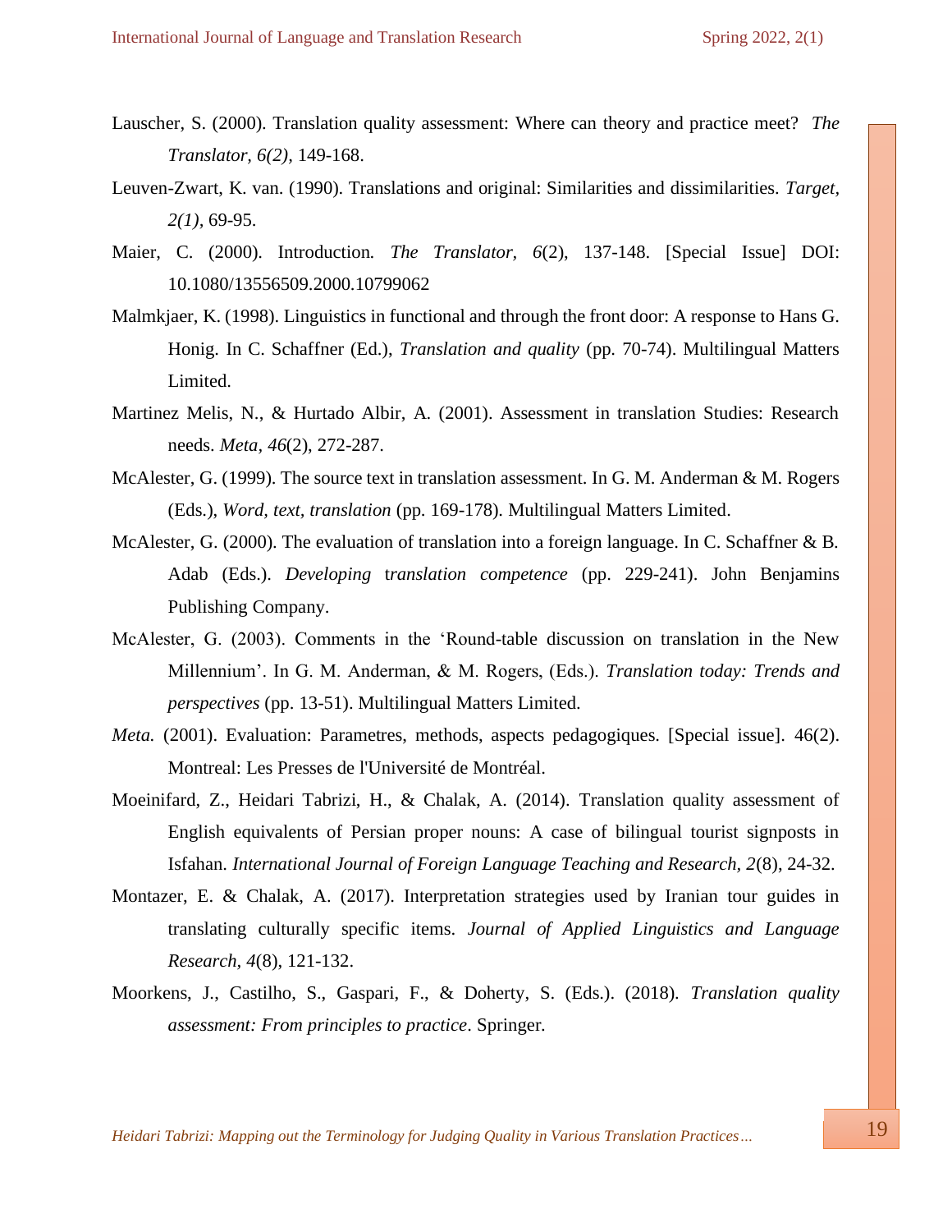Lauscher, S. (2000). Translation quality assessment: Where can theory and practice meet? *The Translator, 6(2),* 149-168.

Leuven-Zwart, K. van. (1990). Translations and original: Similarities and dissimilarities. *Target, 2(1),* 69-95.

Maier, C. (2000). Introduction*.* *The Translator, 6*(2), 137-148. [Special Issue] DOI: 10.1080/13556509.2000.10799062

Malmkjaer, K. (1998). Linguistics in functional and through the front door: A response to Hans G. Honig. In C. Schaffner (Ed.), *Translation and quality* (pp. 70-74). Multilingual Matters Limited.

Martinez Melis, N., & Hurtado Albir, A. (2001). Assessment in translation Studies: Research needs. *Meta*, *46*(2), 272-287.

McAlester, G. (1999). The source text in translation assessment. In G. M. Anderman & M. Rogers (Eds.), *Word, text, translation* (pp. 169-178). Multilingual Matters Limited.

McAlester, G. (2000). The evaluation of translation into a foreign language. In C. Schaffner & B. Adab (Eds.). *Developing* t*ranslation competence* (pp. 229-241). John Benjamins Publishing Company.

McAlester, G. (2003). Comments in the 'Round-table discussion on translation in the New Millennium'. In G. M. Anderman, & M. Rogers, (Eds.). *Translation today: Trends and perspectives* (pp. 13-51). Multilingual Matters Limited.

*Meta.* (2001). Evaluation: Parametres, methods, aspects pedagogiques. [Special issue]. 46(2). Montreal: Les Presses de l'Université de Montréal.

Moeinifard, Z., Heidari Tabrizi, H., & Chalak, A. (2014). Translation quality assessment of English equivalents of Persian proper nouns: A case of bilingual tourist signposts in Isfahan. *International Journal of Foreign Language Teaching and Research, 2*(8), 24-32.

Montazer, E. & Chalak, A. (2017). Interpretation strategies used by Iranian tour guides in translating culturally specific items. *Journal of Applied Linguistics and Language Research, 4*(8), 121-132.

Moorkens, J., Castilho, S., Gaspari, F., & Doherty, S. (Eds.). (2018). *Translation quality assessment: From principles to practice*. Springer.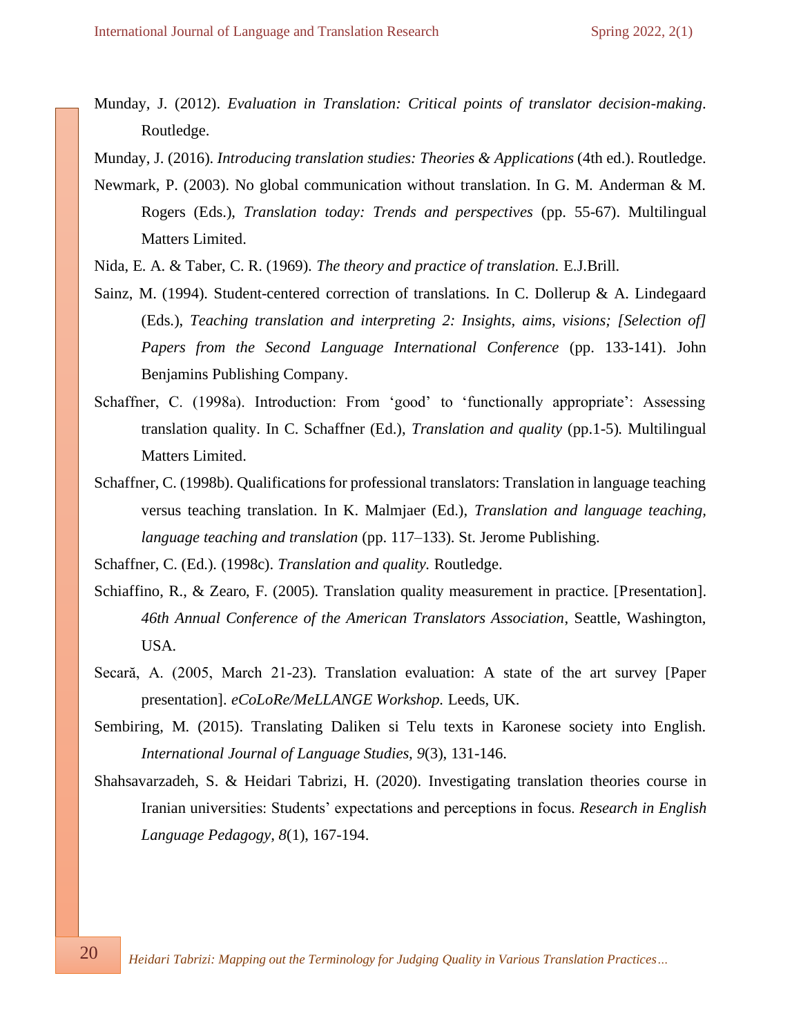Munday, J. (2012). *Evaluation in Translation: Critical points of translator decision-making*. Routledge.

Munday, J. (2016). *Introducing translation studies: Theories & Applications* (4th ed.). Routledge.

Newmark, P. (2003). No global communication without translation. In G. M. Anderman & M. Rogers (Eds.), *Translation today: Trends and perspectives* (pp. 55-67). Multilingual Matters Limited.

Nida, E. A. & Taber, C. R. (1969). *The theory and practice of translation.* E.J.Brill.

Sainz, M. (1994). Student-centered correction of translations. In C. Dollerup & A. Lindegaard (Eds.), *Teaching translation and interpreting 2: Insights, aims, visions; [Selection of] Papers from the Second Language International Conference* (pp. 133-141). John Benjamins Publishing Company.

Schaffner, C. (1998a). Introduction: From 'good' to 'functionally appropriate': Assessing translation quality. In C. Schaffner (Ed.), *Translation and quality* (pp.1-5)*.* Multilingual Matters Limited.

Schaffner, C. (1998b). Qualifications for professional translators: Translation in language teaching versus teaching translation. In K. Malmjaer (Ed.), *Translation and language teaching, language teaching and translation* (pp. 117–133). St. Jerome Publishing.

Schaffner, C. (Ed.). (1998c). *Translation and quality.* Routledge.

Schiaffino, R., & Zearo, F. (2005). Translation quality measurement in practice. [Presentation]. *46th Annual Conference of the American Translators Association*, Seattle, Washington, USA.

Secară, A. (2005, March 21-23). Translation evaluation: A state of the art survey [Paper presentation]. *eCoLoRe/MeLLANGE Workshop.* Leeds, UK.

Sembiring, M. (2015). Translating Daliken si Telu texts in Karonese society into English. *International Journal of Language Studies, 9*(3), 131-146.

Shahsavarzadeh, S. & Heidari Tabrizi, H. (2020). Investigating translation theories course in Iranian universities: Students' expectations and perceptions in focus. *Research in English Language Pedagogy*, *8*(1), 167-194.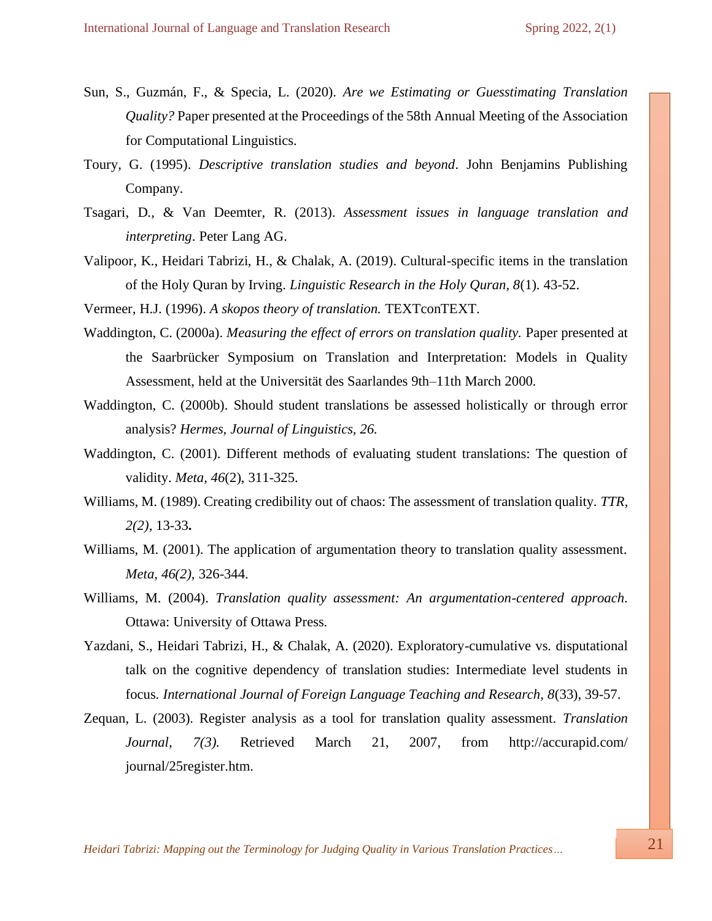Sun, S., Guzmán, F., & Specia, L. (2020). *Are we Estimating or Guesstimating Translation Quality?* Paper presented at the Proceedings of the 58th Annual Meeting of the Association for Computational Linguistics.

Toury, G. (1995). *Descriptive translation studies and beyond*. John Benjamins Publishing Company.

Tsagari, D., & Van Deemter, R. (2013). *Assessment issues in language translation and interpreting*. Peter Lang AG.

Valipoor, K., Heidari Tabrizi, H., & Chalak, A. (2019). Cultural-specific items in the translation of the Holy Quran by Irving. *Linguistic Research in the Holy Quran, 8*(1). 43-52.

Vermeer, H.J. (1996). *A skopos theory of translation.* TEXTconTEXT.

Waddington, C. (2000a). *Measuring the effect of errors on translation quality.* Paper presented at the Saarbrücker Symposium on Translation and Interpretation: Models in Quality Assessment, held at the Universität des Saarlandes 9th–11th March 2000.

Waddington, C. (2000b). Should student translations be assessed holistically or through error analysis? *Hermes, Journal of Linguistics, 26.*

Waddington, C. (2001). Different methods of evaluating student translations: The question of validity. *Meta, 46*(2), 311-325.

Williams, M. (1989). Creating credibility out of chaos: The assessment of translation quality. *TTR, 2(2)*, 13-33**.**

Williams, M. (2001). The application of argumentation theory to translation quality assessment. *Meta, 46(2)*, 326-344.

Williams, M. (2004). *Translation quality assessment: An argumentation-centered approach*. Ottawa: University of Ottawa Press.

Yazdani, S., Heidari Tabrizi, H., & Chalak, A. (2020). Exploratory-cumulative vs. disputational talk on the cognitive dependency of translation studies: Intermediate level students in focus. *International Journal of Foreign Language Teaching and Research, 8*(33), 39-57.

Zequan, L. (2003). Register analysis as a tool for translation quality assessment. *Translation Journal, 7(3).* Retrieved March 21, 2007, from http://accurapid.com/ journal/25register.htm.